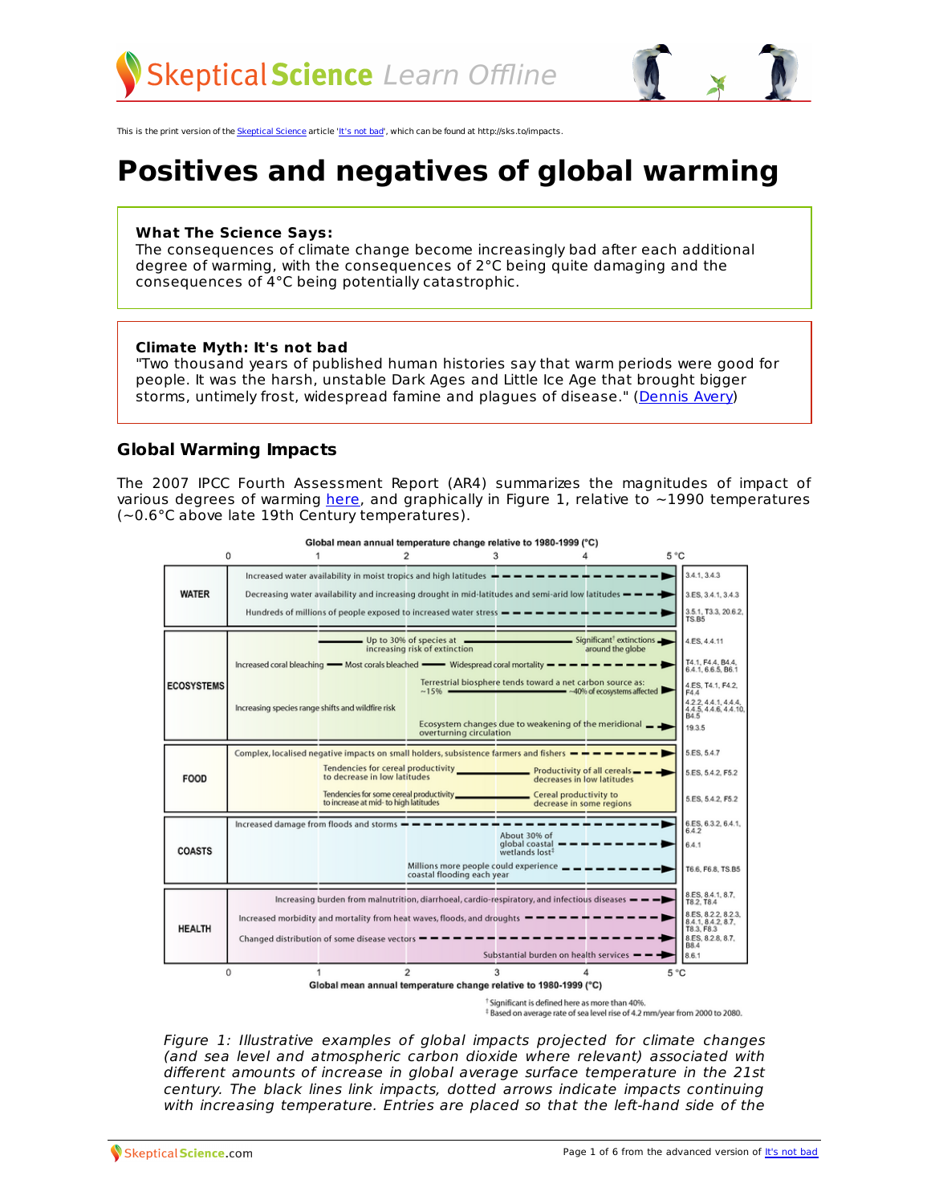This is the print version of the Skeptical Science article 'It's not bad', which can be found at http://sks.to/impacts.

# Positives and negatives of global warming

**What The Science Says:**
The consequences of climate change become increasingly bad after each additional degree of warming, with the consequences of 2°C being quite damaging and the consequences of 4°C being potentially catastrophic.

**Climate Myth: It's not bad**
"Two thousand years of published human histories say that warm periods were good for people. It was the harsh, unstable Dark Ages and Little Ice Age that brought bigger storms, untimely frost, widespread famine and plagues of disease." (Dennis Avery)

## Global Warming Impacts

The 2007 IPCC Fourth Assessment Report (AR4) summarizes the magnitudes of impact of various degrees of warming here, and graphically in Figure 1, relative to ~1990 temperatures (~0.6°C above late 19th Century temperatures).

*Figure 1: Illustrative examples of global impacts projected for climate changes (and sea level and atmospheric carbon dioxide where relevant) associated with different amounts of increase in global average surface temperature in the 21st century. The black lines link impacts, dotted arrows indicate impacts continuing with increasing temperature. Entries are placed so that the left-hand side of the*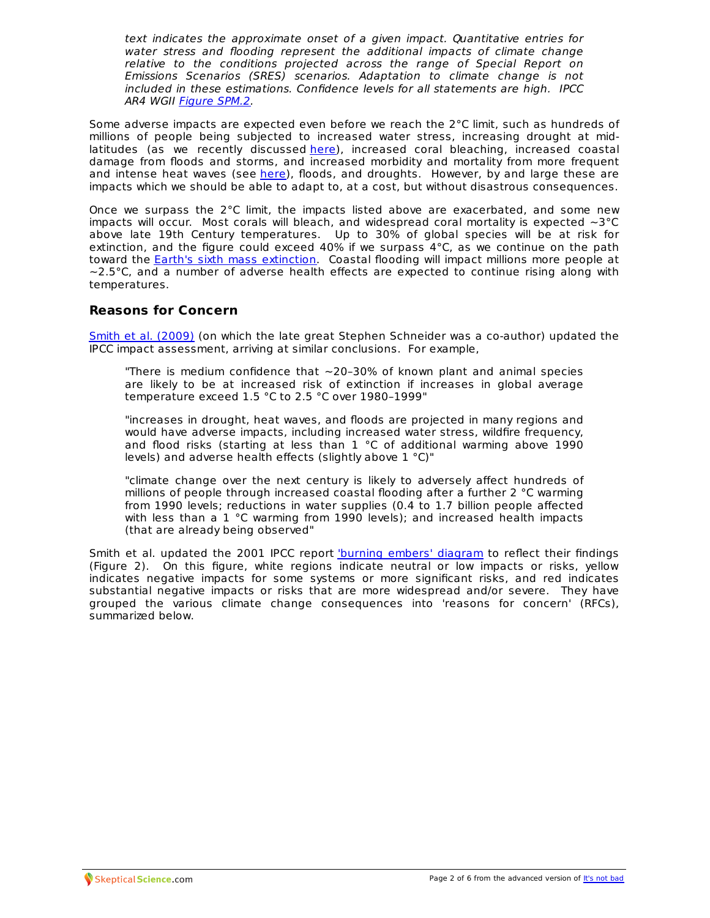*text indicates the approximate onset of a given impact. Quantitative entries for water stress and flooding represent the additional impacts of climate change relative to the conditions projected across the range of Special Report on Emissions Scenarios (SRES) scenarios. Adaptation to climate change is not included in these estimations. Confidence levels for all statements are high. IPCC AR4 WGII Figure SPM.2.*

Some adverse impacts are expected even before we reach the 2°C limit, such as hundreds of millions of people being subjected to increased water stress, increasing drought at mid-latitudes (as we recently discussed here), increased coral bleaching, increased coastal damage from floods and storms, and increased morbidity and mortality from more frequent and intense heat waves (see here), floods, and droughts. However, by and large these are impacts which we should be able to adapt to, at a cost, but without disastrous consequences.

Once we surpass the 2°C limit, the impacts listed above are exacerbated, and some new impacts will occur. Most corals will bleach, and widespread coral mortality is expected ~3°C above late 19th Century temperatures. Up to 30% of global species will be at risk for extinction, and the figure could exceed 40% if we surpass 4°C, as we continue on the path toward the Earth's sixth mass extinction. Coastal flooding will impact millions more people at ~2.5°C, and a number of adverse health effects are expected to continue rising along with temperatures.

## Reasons for Concern

Smith et al. (2009) (on which the late great Stephen Schneider was a co-author) updated the IPCC impact assessment, arriving at similar conclusions. For example,

> "There is medium confidence that ~20–30% of known plant and animal species are likely to be at increased risk of extinction if increases in global average temperature exceed 1.5 °C to 2.5 °C over 1980–1999"
>
> "increases in drought, heat waves, and floods are projected in many regions and would have adverse impacts, including increased water stress, wildfire frequency, and flood risks (starting at less than 1 °C of additional warming above 1990 levels) and adverse health effects (slightly above 1 °C)"
>
> "climate change over the next century is likely to adversely affect hundreds of millions of people through increased coastal flooding after a further 2 °C warming from 1990 levels; reductions in water supplies (0.4 to 1.7 billion people affected with less than a 1 °C warming from 1990 levels); and increased health impacts (that are already being observed"

Smith et al. updated the 2001 IPCC report 'burning embers' diagram to reflect their findings (Figure 2). On this figure, white regions indicate neutral or low impacts or risks, yellow indicates negative impacts for some systems or more significant risks, and red indicates substantial negative impacts or risks that are more widespread and/or severe. They have grouped the various climate change consequences into 'reasons for concern' (RFCs), summarized below.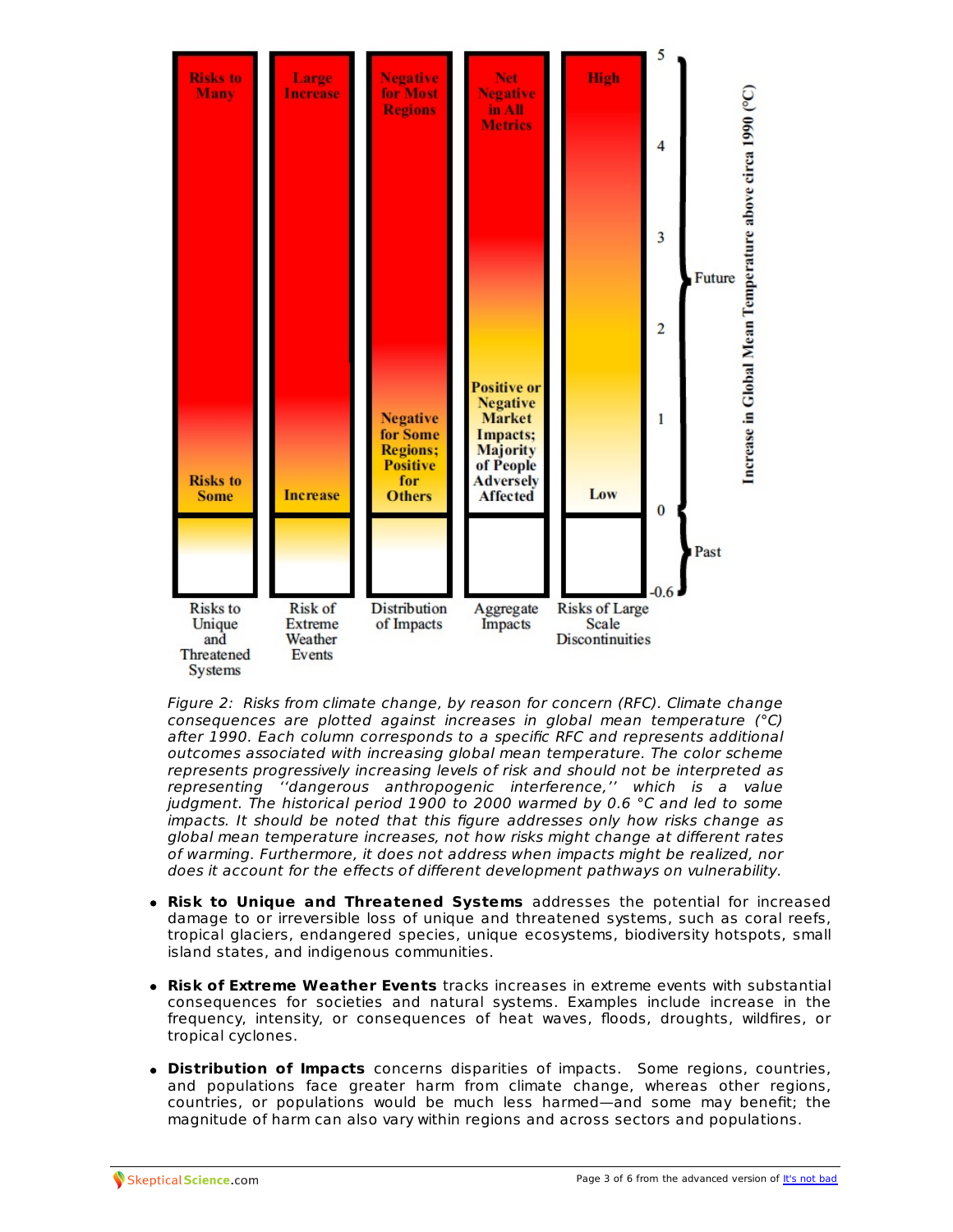*Figure 2: Risks from climate change, by reason for concern (RFC). Climate change consequences are plotted against increases in global mean temperature (°C) after 1990. Each column corresponds to a specific RFC and represents additional outcomes associated with increasing global mean temperature. The color scheme represents progressively increasing levels of risk and should not be interpreted as representing ''dangerous anthropogenic interference,'' which is a value judgment. The historical period 1900 to 2000 warmed by 0.6 °C and led to some impacts. It should be noted that this figure addresses only how risks change as global mean temperature increases, not how risks might change at different rates of warming. Furthermore, it does not address when impacts might be realized, nor does it account for the effects of different development pathways on vulnerability.*

- **Risk to Unique and Threatened Systems** addresses the potential for increased damage to or irreversible loss of unique and threatened systems, such as coral reefs, tropical glaciers, endangered species, unique ecosystems, biodiversity hotspots, small island states, and indigenous communities.

- **Risk of Extreme Weather Events** tracks increases in extreme events with substantial consequences for societies and natural systems. Examples include increase in the frequency, intensity, or consequences of heat waves, floods, droughts, wildfires, or tropical cyclones.

- **Distribution of Impacts** concerns disparities of impacts. Some regions, countries, and populations face greater harm from climate change, whereas other regions, countries, or populations would be much less harmed—and some may benefit; the magnitude of harm can also vary within regions and across sectors and populations.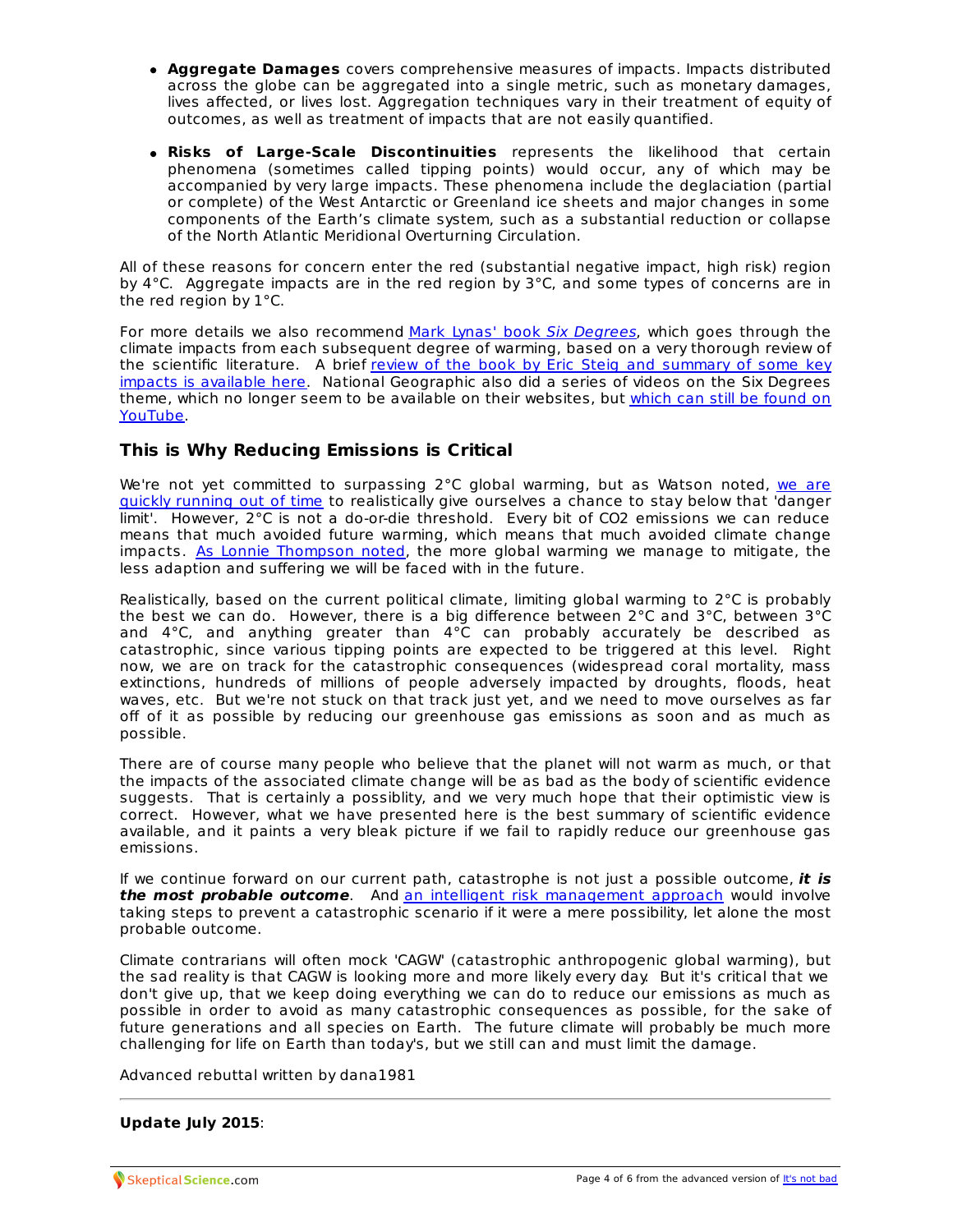- **Aggregate Damages** covers comprehensive measures of impacts. Impacts distributed across the globe can be aggregated into a single metric, such as monetary damages, lives affected, or lives lost. Aggregation techniques vary in their treatment of equity of outcomes, as well as treatment of impacts that are not easily quantified.

- **Risks of Large-Scale Discontinuities** represents the likelihood that certain phenomena (sometimes called tipping points) would occur, any of which may be accompanied by very large impacts. These phenomena include the deglaciation (partial or complete) of the West Antarctic or Greenland ice sheets and major changes in some components of the Earth's climate system, such as a substantial reduction or collapse of the North Atlantic Meridional Overturning Circulation.

All of these reasons for concern enter the red (substantial negative impact, high risk) region by 4°C. Aggregate impacts are in the red region by 3°C, and some types of concerns are in the red region by 1°C.

For more details we also recommend Mark Lynas' book *Six Degrees*, which goes through the climate impacts from each subsequent degree of warming, based on a very thorough review of the scientific literature. A brief review of the book by Eric Steig and summary of some key impacts is available here. National Geographic also did a series of videos on the Six Degrees theme, which no longer seem to be available on their websites, but which can still be found on YouTube.

## This is Why Reducing Emissions is Critical

We're not yet committed to surpassing 2°C global warming, but as Watson noted, we are quickly running out of time to realistically give ourselves a chance to stay below that 'danger limit'. However, 2°C is not a do-or-die threshold. Every bit of $CO_2$ emissions we can reduce means that much avoided future warming, which means that much avoided climate change impacts. As Lonnie Thompson noted, the more global warming we manage to mitigate, the less adaption and suffering we will be faced with in the future.

Realistically, based on the current political climate, limiting global warming to 2°C is probably the best we can do. However, there is a big difference between 2°C and 3°C, between 3°C and 4°C, and anything greater than 4°C can probably accurately be described as catastrophic, since various tipping points are expected to be triggered at this level. Right now, we are on track for the catastrophic consequences (widespread coral mortality, mass extinctions, hundreds of millions of people adversely impacted by droughts, floods, heat waves, etc. But we're not stuck on that track just yet, and we need to move ourselves as far off of it as possible by reducing our greenhouse gas emissions as soon and as much as possible.

There are of course many people who believe that the planet will not warm as much, or that the impacts of the associated climate change will be as bad as the body of scientific evidence suggests. That is certainly a possiblity, and we very much hope that their optimistic view is correct. However, what we have presented here is the best summary of scientific evidence available, and it paints a very bleak picture if we fail to rapidly reduce our greenhouse gas emissions.

If we continue forward on our current path, catastrophe is not just a possible outcome, ***it is the most probable outcome***. And an intelligent risk management approach would involve taking steps to prevent a catastrophic scenario if it were a mere possibility, let alone the most probable outcome.

Climate contrarians will often mock 'CAGW' (catastrophic anthropogenic global warming), but the sad reality is that CAGW is looking more and more likely every day. But it's critical that we don't give up, that we keep doing everything we can do to reduce our emissions as much as possible in order to avoid as many catastrophic consequences as possible, for the sake of future generations and all species on Earth. The future climate will probably be much more challenging for life on Earth than today's, but we still can and must limit the damage.

Advanced rebuttal written by dana1981

---

**Update July 2015**: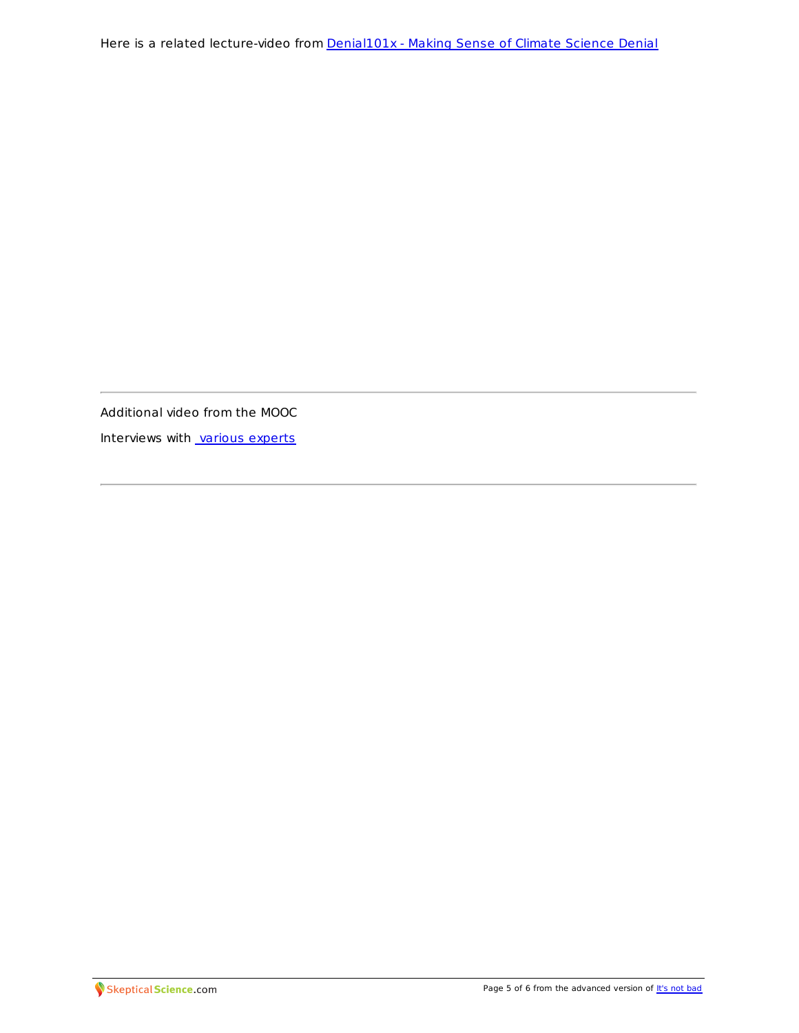Here is a related lecture-video from [Denial101x - Making Sense of Climate Science Denial]

---

Additional video from the MOOC

Interviews with [ various experts]

---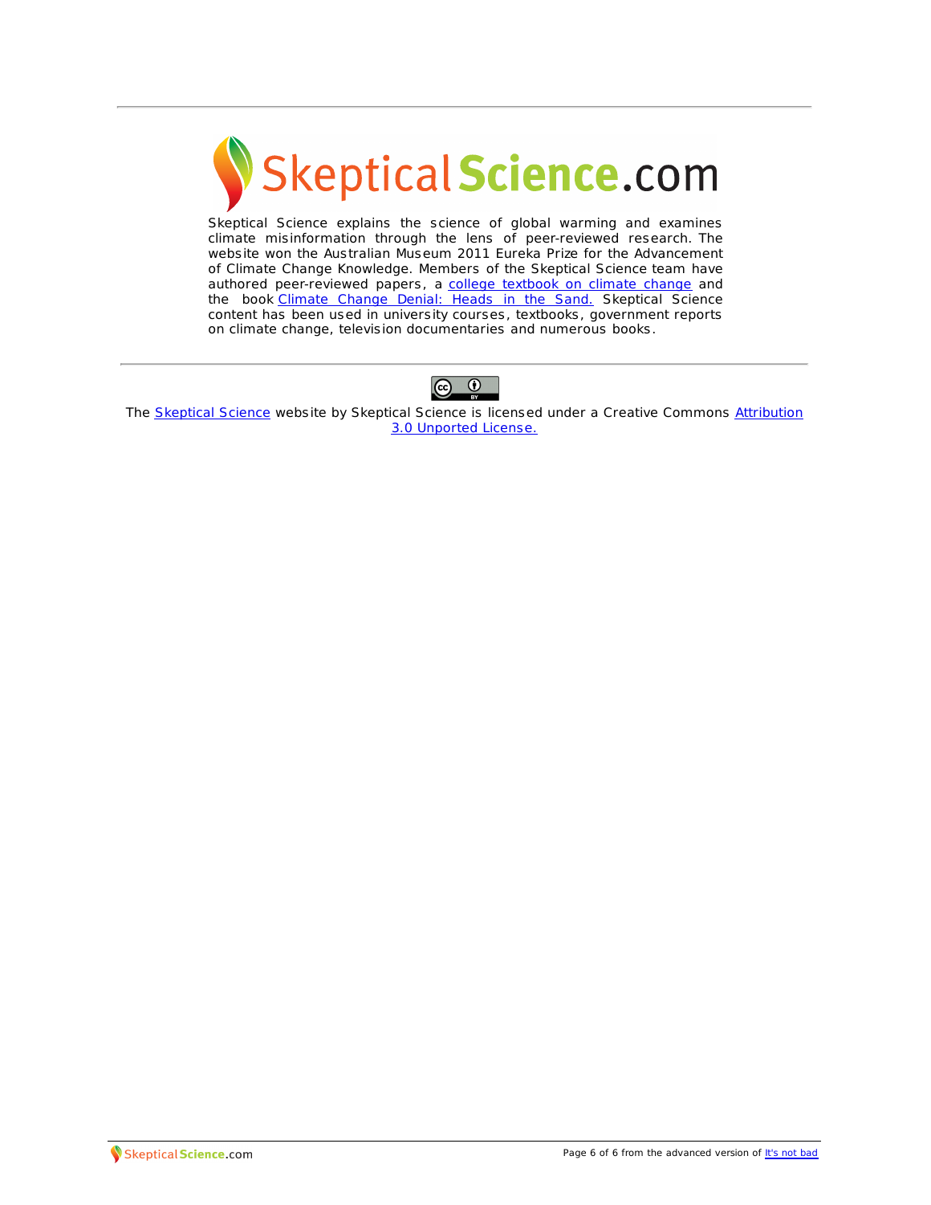Skeptical Science explains the science of global warming and examines climate misinformation through the lens of peer-reviewed research. The website won the Australian Museum 2011 Eureka Prize for the Advancement of Climate Change Knowledge. Members of the Skeptical Science team have authored peer-reviewed papers, a college textbook on climate change and the book Climate Change Denial: Heads in the Sand. Skeptical Science content has been used in university courses, textbooks, government reports on climate change, television documentaries and numerous books.

---

The Skeptical Science website by Skeptical Science is licensed under a Creative Commons Attribution 3.0 Unported License.